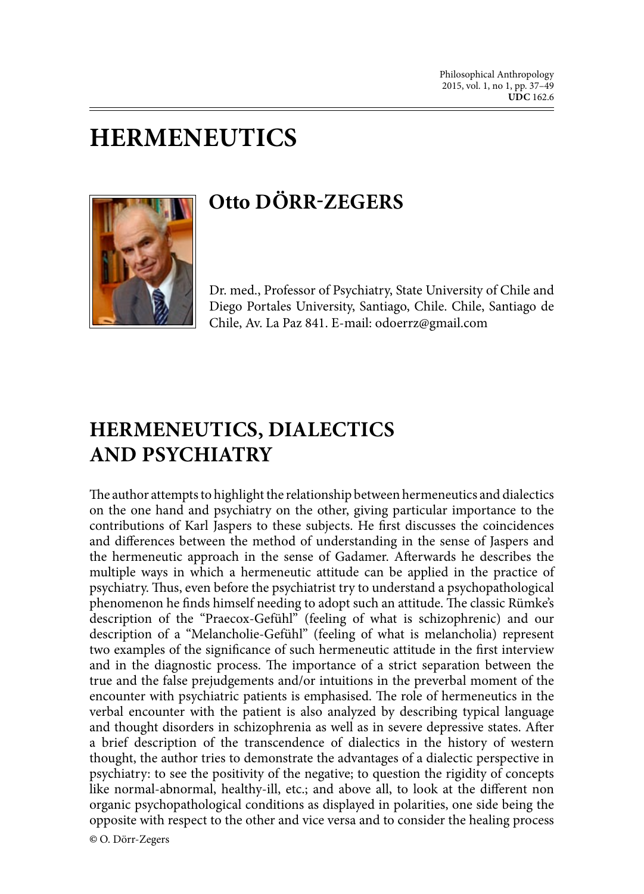# HERMENEUTICS

## Otto DÖRR-ZEGERS

Dr. med., Professor of Psychiatry, State University of Chile and Diego Portales University, Santiago, Chile. Chile, Santiago de Chile, Av. La Paz 841. E-mail: odoerrz@gmail.com

## HERMENEUTICS, DIALECTICS AND PSYCHIATRY

The author attempts to highlight the relationship between hermeneutics and dialectics on the one hand and psychiatry on the other, giving particular importance to the contributions of Karl Jaspers to these subjects. He first discusses the coincidences and differences between the method of understanding in the sense of Jaspers and the hermeneutic approach in the sense of Gadamer. Afterwards he describes the multiple ways in which a hermeneutic attitude can be applied in the practice of psychiatry. Thus, even before the psychiatrist try to understand a psychopathological phenomenon he finds himself needing to adopt such an attitude. The classic Rümke's description of the "Praecox-Gefühl" (feeling of what is schizophrenic) and our description of a "Melancholie-Gefühl" (feeling of what is melancholia) represent two examples of the significance of such hermeneutic attitude in the first interview and in the diagnostic process. The importance of a strict separation between the true and the false prejudgements and/or intuitions in the preverbal moment of the encounter with psychiatric patients is emphasised. The role of hermeneutics in the verbal encounter with the patient is also analyzed by describing typical language and thought disorders in schizophrenia as well as in severe depressive states. After a brief description of the transcendence of dialectics in the history of western thought, the author tries to demonstrate the advantages of a dialectic perspective in psychiatry: to see the positivity of the negative; to question the rigidity of concepts like normal-abnormal, healthy-ill, etc.; and above all, to look at the different non organic psychopathological conditions as displayed in polarities, one side being the opposite with respect to the other and vice versa and to consider the healing process

© O. Dörr-Zegers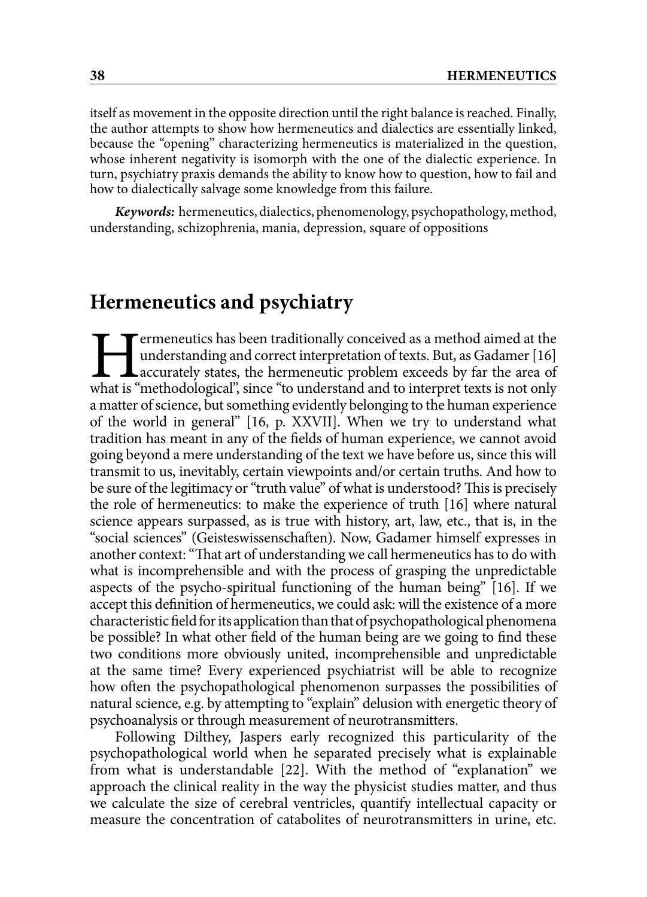itself as movement in the opposite direction until the right balance is reached. Finally, the author attempts to show how hermeneutics and dialectics are essentially linked, because the "opening" characterizing hermeneutics is materialized in the question, whose inherent negativity is isomorph with the one of the dialectic experience. In turn, psychiatry praxis demands the ability to know how to question, how to fail and how to dialectically salvage some knowledge from this failure.

***Keywords:*** hermeneutics, dialectics, phenomenology, psychopathology, method, understanding, schizophrenia, mania, depression, square of oppositions

## Hermeneutics and psychiatry

Hermeneutics has been traditionally conceived as a method aimed at the understanding and correct interpretation of texts. But, as Gadamer [16] accurately states, the hermeneutic problem exceeds by far the area of what is "methodological", since "to understand and to interpret texts is not only a matter of science, but something evidently belonging to the human experience of the world in general" [16, p. XXVII]. When we try to understand what tradition has meant in any of the fields of human experience, we cannot avoid going beyond a mere understanding of the text we have before us, since this will transmit to us, inevitably, certain viewpoints and/or certain truths. And how to be sure of the legitimacy or "truth value" of what is understood? This is precisely the role of hermeneutics: to make the experience of truth [16] where natural science appears surpassed, as is true with history, art, law, etc., that is, in the "social sciences" (Geisteswissenschaften). Now, Gadamer himself expresses in another context: "That art of understanding we call hermeneutics has to do with what is incomprehensible and with the process of grasping the unpredictable aspects of the psycho-spiritual functioning of the human being" [16]. If we accept this definition of hermeneutics, we could ask: will the existence of a more characteristic field for its application than that of psychopathological phenomena be possible? In what other field of the human being are we going to find these two conditions more obviously united, incomprehensible and unpredictable at the same time? Every experienced psychiatrist will be able to recognize how often the psychopathological phenomenon surpasses the possibilities of natural science, e.g. by attempting to "explain" delusion with energetic theory of psychoanalysis or through measurement of neurotransmitters.

Following Dilthey, Jaspers early recognized this particularity of the psychopathological world when he separated precisely what is explainable from what is understandable [22]. With the method of "explanation" we approach the clinical reality in the way the physicist studies matter, and thus we calculate the size of cerebral ventricles, quantify intellectual capacity or measure the concentration of catabolites of neurotransmitters in urine, etc.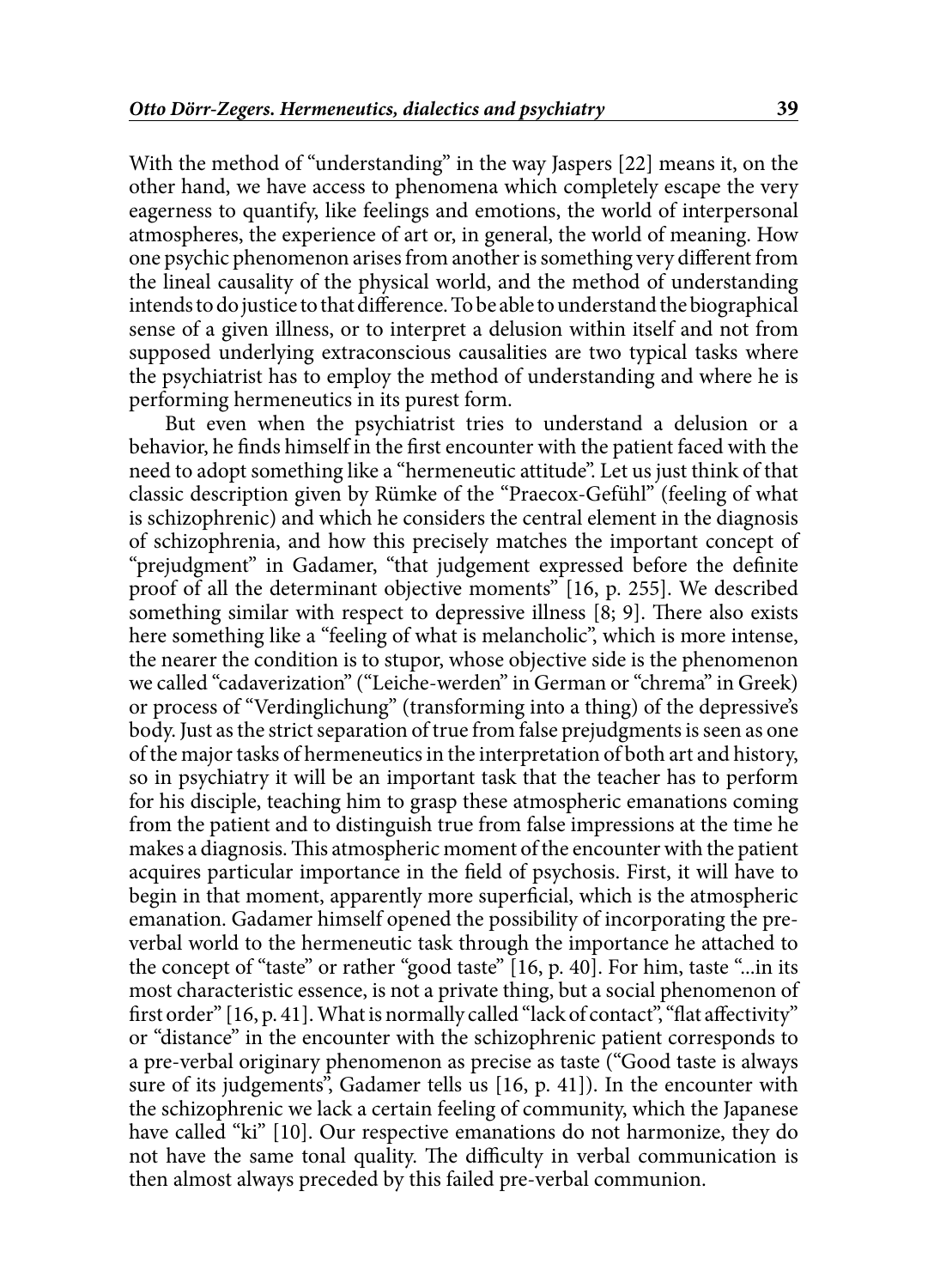With the method of "understanding" in the way Jaspers [22] means it, on the other hand, we have access to phenomena which completely escape the very eagerness to quantify, like feelings and emotions, the world of interpersonal atmospheres, the experience of art or, in general, the world of meaning. How one psychic phenomenon arises from another is something very different from the lineal causality of the physical world, and the method of understanding intends to do justice to that difference. To be able to understand the biographical sense of a given illness, or to interpret a delusion within itself and not from supposed underlying extraconscious causalities are two typical tasks where the psychiatrist has to employ the method of understanding and where he is performing hermeneutics in its purest form.

But even when the psychiatrist tries to understand a delusion or a behavior, he finds himself in the first encounter with the patient faced with the need to adopt something like a "hermeneutic attitude". Let us just think of that classic description given by Rümke of the "Praecox-Gefühl" (feeling of what is schizophrenic) and which he considers the central element in the diagnosis of schizophrenia, and how this precisely matches the important concept of "prejudgment" in Gadamer, "that judgement expressed before the definite proof of all the determinant objective moments" [16, p. 255]. We described something similar with respect to depressive illness [8; 9]. There also exists here something like a "feeling of what is melancholic", which is more intense, the nearer the condition is to stupor, whose objective side is the phenomenon we called "cadaverization" ("Leiche-werden" in German or "chrema" in Greek) or process of "Verdinglichung" (transforming into a thing) of the depressive's body. Just as the strict separation of true from false prejudgments is seen as one of the major tasks of hermeneutics in the interpretation of both art and history, so in psychiatry it will be an important task that the teacher has to perform for his disciple, teaching him to grasp these atmospheric emanations coming from the patient and to distinguish true from false impressions at the time he makes a diagnosis. This atmospheric moment of the encounter with the patient acquires particular importance in the field of psychosis. First, it will have to begin in that moment, apparently more superficial, which is the atmospheric emanation. Gadamer himself opened the possibility of incorporating the pre-verbal world to the hermeneutic task through the importance he attached to the concept of "taste" or rather "good taste" [16, p. 40]. For him, taste "...in its most characteristic essence, is not a private thing, but a social phenomenon of first order" [16, p. 41]. What is normally called "lack of contact", "flat affectivity" or "distance" in the encounter with the schizophrenic patient corresponds to a pre-verbal originary phenomenon as precise as taste ("Good taste is always sure of its judgements", Gadamer tells us [16, p. 41]). In the encounter with the schizophrenic we lack a certain feeling of community, which the Japanese have called "ki" [10]. Our respective emanations do not harmonize, they do not have the same tonal quality. The difficulty in verbal communication is then almost always preceded by this failed pre-verbal communion.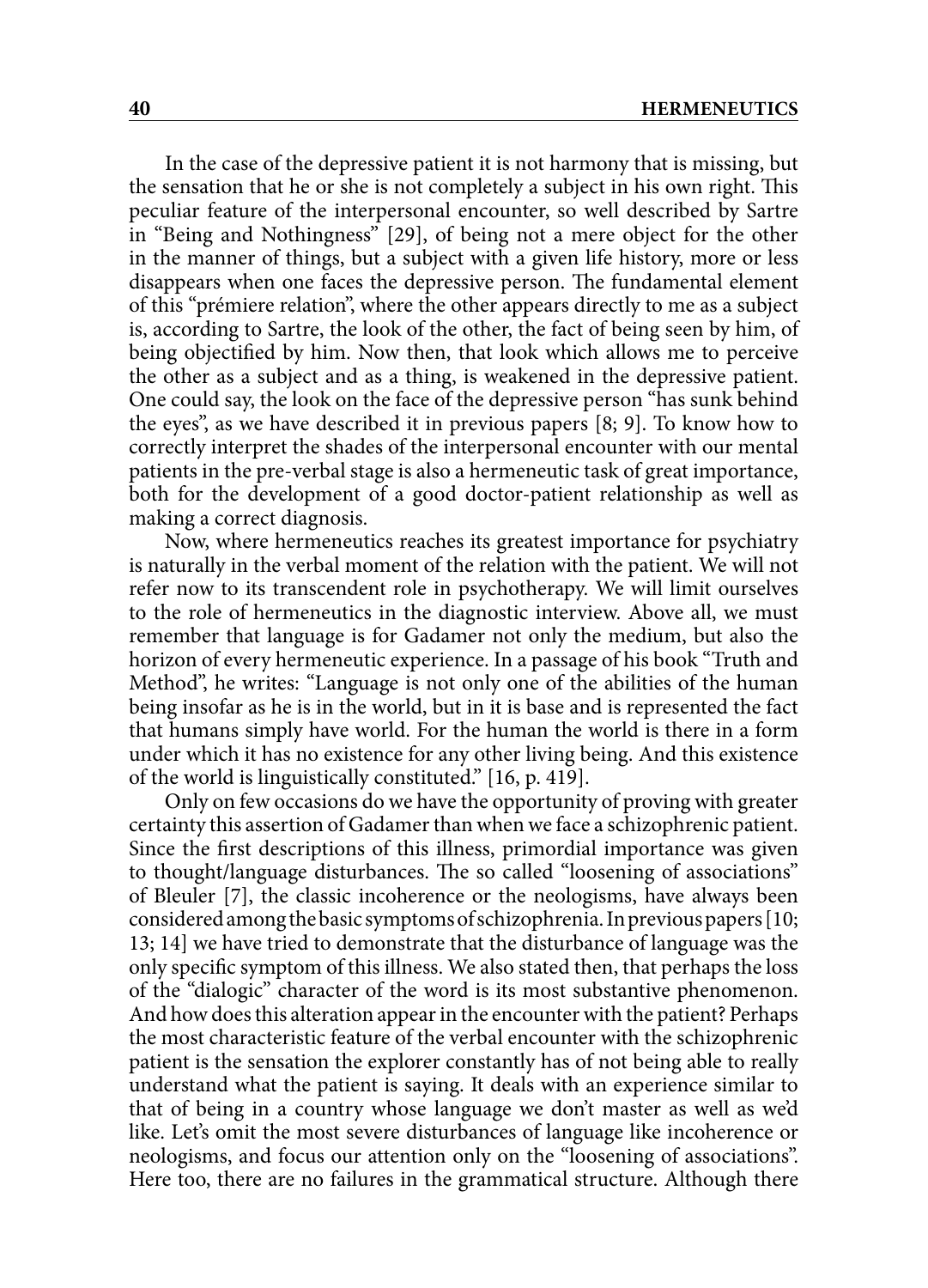In the case of the depressive patient it is not harmony that is missing, but the sensation that he or she is not completely a subject in his own right. This peculiar feature of the interpersonal encounter, so well described by Sartre in "Being and Nothingness" [29], of being not a mere object for the other in the manner of things, but a subject with a given life history, more or less disappears when one faces the depressive person. The fundamental element of this "prémiere relation", where the other appears directly to me as a subject is, according to Sartre, the look of the other, the fact of being seen by him, of being objectified by him. Now then, that look which allows me to perceive the other as a subject and as a thing, is weakened in the depressive patient. One could say, the look on the face of the depressive person "has sunk behind the eyes", as we have described it in previous papers [8; 9]. To know how to correctly interpret the shades of the interpersonal encounter with our mental patients in the pre-verbal stage is also a hermeneutic task of great importance, both for the development of a good doctor-patient relationship as well as making a correct diagnosis.

Now, where hermeneutics reaches its greatest importance for psychiatry is naturally in the verbal moment of the relation with the patient. We will not refer now to its transcendent role in psychotherapy. We will limit ourselves to the role of hermeneutics in the diagnostic interview. Above all, we must remember that language is for Gadamer not only the medium, but also the horizon of every hermeneutic experience. In a passage of his book "Truth and Method", he writes: "Language is not only one of the abilities of the human being insofar as he is in the world, but in it is base and is represented the fact that humans simply have world. For the human the world is there in a form under which it has no existence for any other living being. And this existence of the world is linguistically constituted." [16, p. 419].

Only on few occasions do we have the opportunity of proving with greater certainty this assertion of Gadamer than when we face a schizophrenic patient. Since the first descriptions of this illness, primordial importance was given to thought/language disturbances. The so called "loosening of associations" of Bleuler [7], the classic incoherence or the neologisms, have always been considered among the basic symptoms of schizophrenia. In previous papers [10; 13; 14] we have tried to demonstrate that the disturbance of language was the only specific symptom of this illness. We also stated then, that perhaps the loss of the "dialogic" character of the word is its most substantive phenomenon. And how does this alteration appear in the encounter with the patient? Perhaps the most characteristic feature of the verbal encounter with the schizophrenic patient is the sensation the explorer constantly has of not being able to really understand what the patient is saying. It deals with an experience similar to that of being in a country whose language we don't master as well as we'd like. Let's omit the most severe disturbances of language like incoherence or neologisms, and focus our attention only on the "loosening of associations". Here too, there are no failures in the grammatical structure. Although there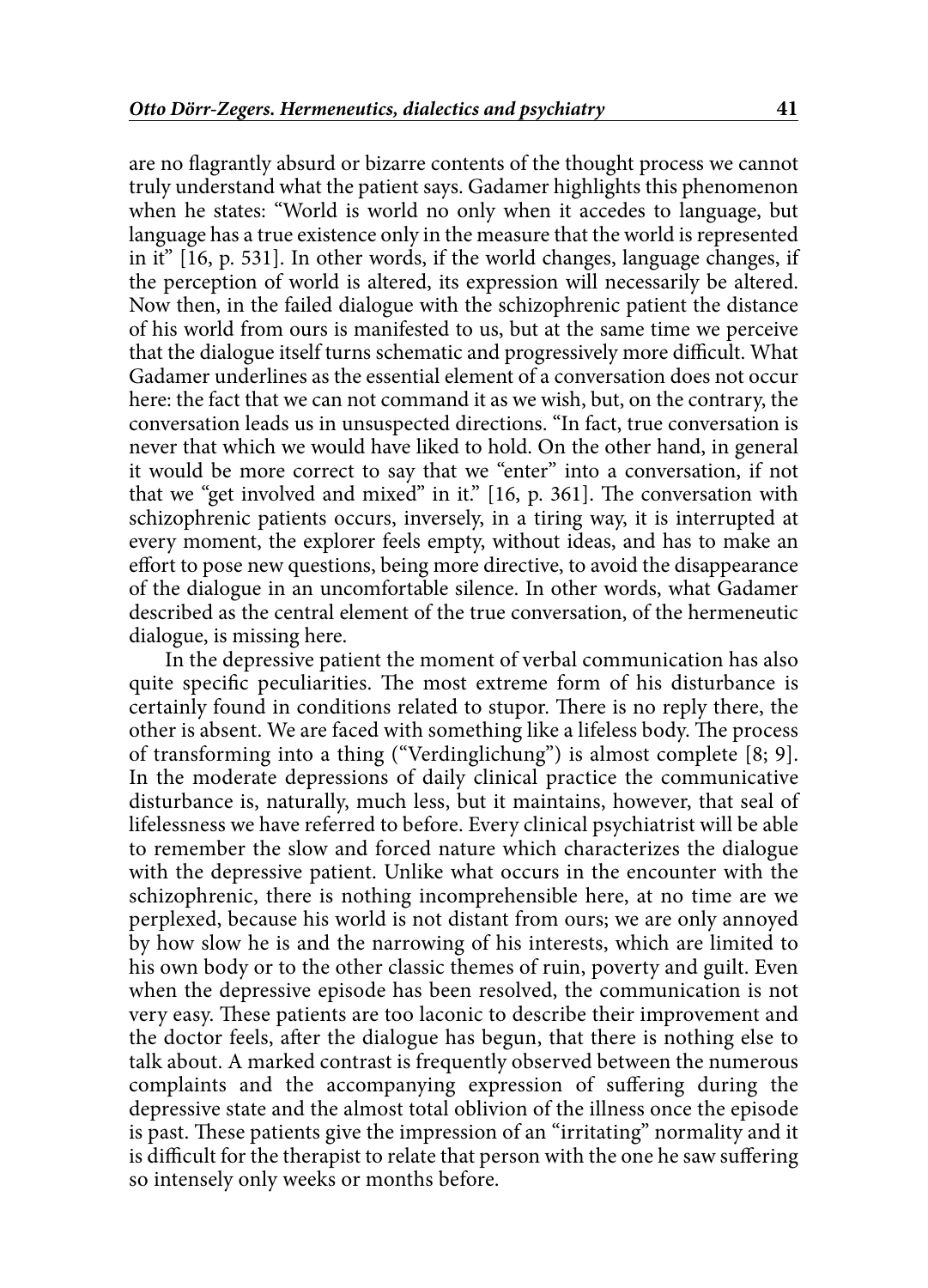are no flagrantly absurd or bizarre contents of the thought process we cannot truly understand what the patient says. Gadamer highlights this phenomenon when he states: "World is world no only when it accedes to language, but language has a true existence only in the measure that the world is represented in it" [16, p. 531]. In other words, if the world changes, language changes, if the perception of world is altered, its expression will necessarily be altered. Now then, in the failed dialogue with the schizophrenic patient the distance of his world from ours is manifested to us, but at the same time we perceive that the dialogue itself turns schematic and progressively more difficult. What Gadamer underlines as the essential element of a conversation does not occur here: the fact that we can not command it as we wish, but, on the contrary, the conversation leads us in unsuspected directions. "In fact, true conversation is never that which we would have liked to hold. On the other hand, in general it would be more correct to say that we "enter" into a conversation, if not that we "get involved and mixed" in it." [16, p. 361]. The conversation with schizophrenic patients occurs, inversely, in a tiring way, it is interrupted at every moment, the explorer feels empty, without ideas, and has to make an effort to pose new questions, being more directive, to avoid the disappearance of the dialogue in an uncomfortable silence. In other words, what Gadamer described as the central element of the true conversation, of the hermeneutic dialogue, is missing here.

In the depressive patient the moment of verbal communication has also quite specific peculiarities. The most extreme form of his disturbance is certainly found in conditions related to stupor. There is no reply there, the other is absent. We are faced with something like a lifeless body. The process of transforming into a thing ("Verdinglichung") is almost complete [8; 9]. In the moderate depressions of daily clinical practice the communicative disturbance is, naturally, much less, but it maintains, however, that seal of lifelessness we have referred to before. Every clinical psychiatrist will be able to remember the slow and forced nature which characterizes the dialogue with the depressive patient. Unlike what occurs in the encounter with the schizophrenic, there is nothing incomprehensible here, at no time are we perplexed, because his world is not distant from ours; we are only annoyed by how slow he is and the narrowing of his interests, which are limited to his own body or to the other classic themes of ruin, poverty and guilt. Even when the depressive episode has been resolved, the communication is not very easy. These patients are too laconic to describe their improvement and the doctor feels, after the dialogue has begun, that there is nothing else to talk about. A marked contrast is frequently observed between the numerous complaints and the accompanying expression of suffering during the depressive state and the almost total oblivion of the illness once the episode is past. These patients give the impression of an "irritating" normality and it is difficult for the therapist to relate that person with the one he saw suffering so intensely only weeks or months before.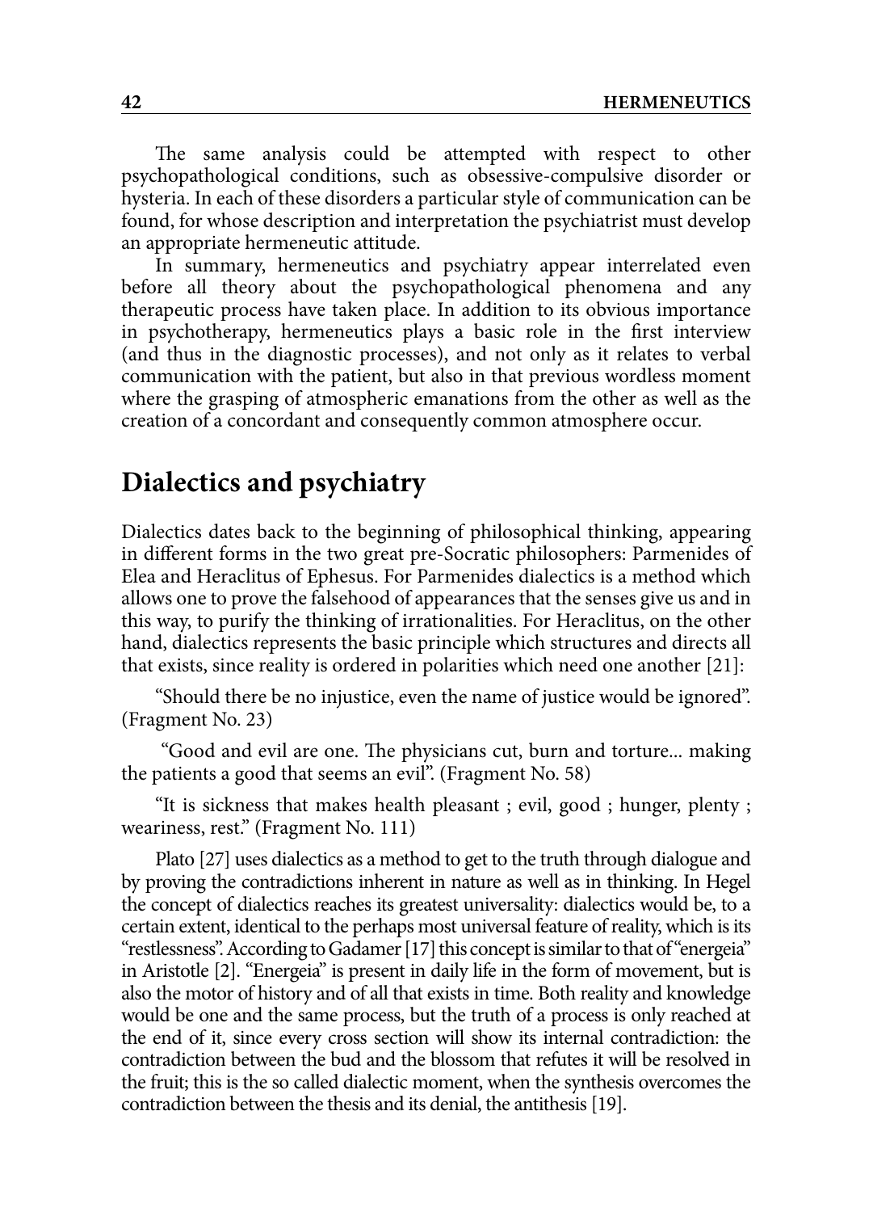The same analysis could be attempted with respect to other psychopathological conditions, such as obsessive-compulsive disorder or hysteria. In each of these disorders a particular style of communication can be found, for whose description and interpretation the psychiatrist must develop an appropriate hermeneutic attitude.

In summary, hermeneutics and psychiatry appear interrelated even before all theory about the psychopathological phenomena and any therapeutic process have taken place. In addition to its obvious importance in psychotherapy, hermeneutics plays a basic role in the first interview (and thus in the diagnostic processes), and not only as it relates to verbal communication with the patient, but also in that previous wordless moment where the grasping of atmospheric emanations from the other as well as the creation of a concordant and consequently common atmosphere occur.

## Dialectics and psychiatry

Dialectics dates back to the beginning of philosophical thinking, appearing in different forms in the two great pre-Socratic philosophers: Parmenides of Elea and Heraclitus of Ephesus. For Parmenides dialectics is a method which allows one to prove the falsehood of appearances that the senses give us and in this way, to purify the thinking of irrationalities. For Heraclitus, on the other hand, dialectics represents the basic principle which structures and directs all that exists, since reality is ordered in polarities which need one another [21]:

"Should there be no injustice, even the name of justice would be ignored". (Fragment No. 23)

"Good and evil are one. The physicians cut, burn and torture... making the patients a good that seems an evil". (Fragment No. 58)

"It is sickness that makes health pleasant ; evil, good ; hunger, plenty ; weariness, rest." (Fragment No. 111)

Plato [27] uses dialectics as a method to get to the truth through dialogue and by proving the contradictions inherent in nature as well as in thinking. In Hegel the concept of dialectics reaches its greatest universality: dialectics would be, to a certain extent, identical to the perhaps most universal feature of reality, which is its "restlessness". According to Gadamer [17] this concept is similar to that of "energeia" in Aristotle [2]. "Energeia" is present in daily life in the form of movement, but is also the motor of history and of all that exists in time. Both reality and knowledge would be one and the same process, but the truth of a process is only reached at the end of it, since every cross section will show its internal contradiction: the contradiction between the bud and the blossom that refutes it will be resolved in the fruit; this is the so called dialectic moment, when the synthesis overcomes the contradiction between the thesis and its denial, the antithesis [19].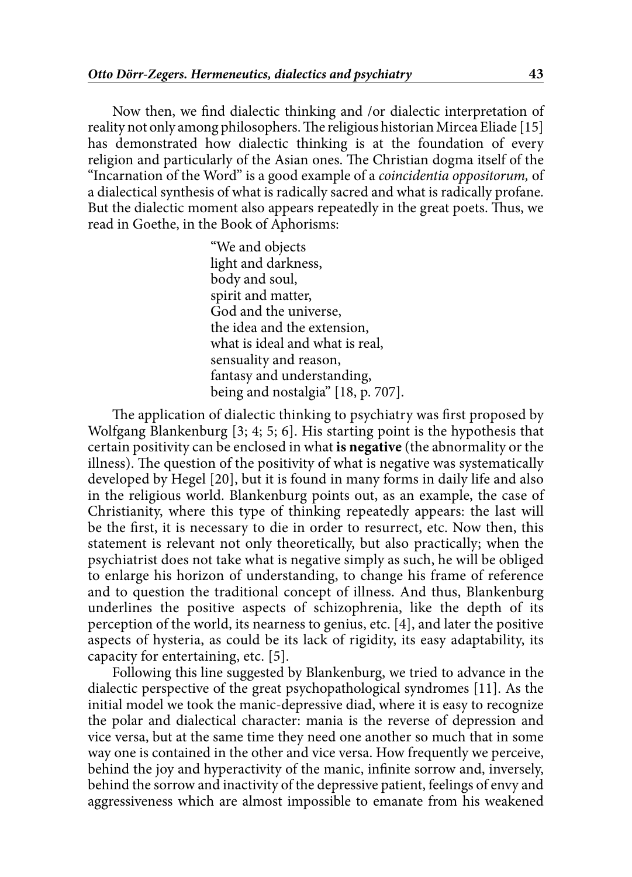Now then, we find dialectic thinking and /or dialectic interpretation of reality not only among philosophers. The religious historian Mircea Eliade [15] has demonstrated how dialectic thinking is at the foundation of every religion and particularly of the Asian ones. The Christian dogma itself of the "Incarnation of the Word" is a good example of a *coincidentia oppositorum,* of a dialectical synthesis of what is radically sacred and what is radically profane. But the dialectic moment also appears repeatedly in the great poets. Thus, we read in Goethe, in the Book of Aphorisms:

> "We and objects
> light and darkness,
> body and soul,
> spirit and matter,
> God and the universe,
> the idea and the extension,
> what is ideal and what is real,
> sensuality and reason,
> fantasy and understanding,
> being and nostalgia" [18, p. 707].

The application of dialectic thinking to psychiatry was first proposed by Wolfgang Blankenburg [3; 4; 5; 6]. His starting point is the hypothesis that certain positivity can be enclosed in what **is negative** (the abnormality or the illness). The question of the positivity of what is negative was systematically developed by Hegel [20], but it is found in many forms in daily life and also in the religious world. Blankenburg points out, as an example, the case of Christianity, where this type of thinking repeatedly appears: the last will be the first, it is necessary to die in order to resurrect, etc. Now then, this statement is relevant not only theoretically, but also practically; when the psychiatrist does not take what is negative simply as such, he will be obliged to enlarge his horizon of understanding, to change his frame of reference and to question the traditional concept of illness. And thus, Blankenburg underlines the positive aspects of schizophrenia, like the depth of its perception of the world, its nearness to genius, etc. [4], and later the positive aspects of hysteria, as could be its lack of rigidity, its easy adaptability, its capacity for entertaining, etc. [5].

Following this line suggested by Blankenburg, we tried to advance in the dialectic perspective of the great psychopathological syndromes [11]. As the initial model we took the manic-depressive diad, where it is easy to recognize the polar and dialectical character: mania is the reverse of depression and vice versa, but at the same time they need one another so much that in some way one is contained in the other and vice versa. How frequently we perceive, behind the joy and hyperactivity of the manic, infinite sorrow and, inversely, behind the sorrow and inactivity of the depressive patient, feelings of envy and aggressiveness which are almost impossible to emanate from his weakened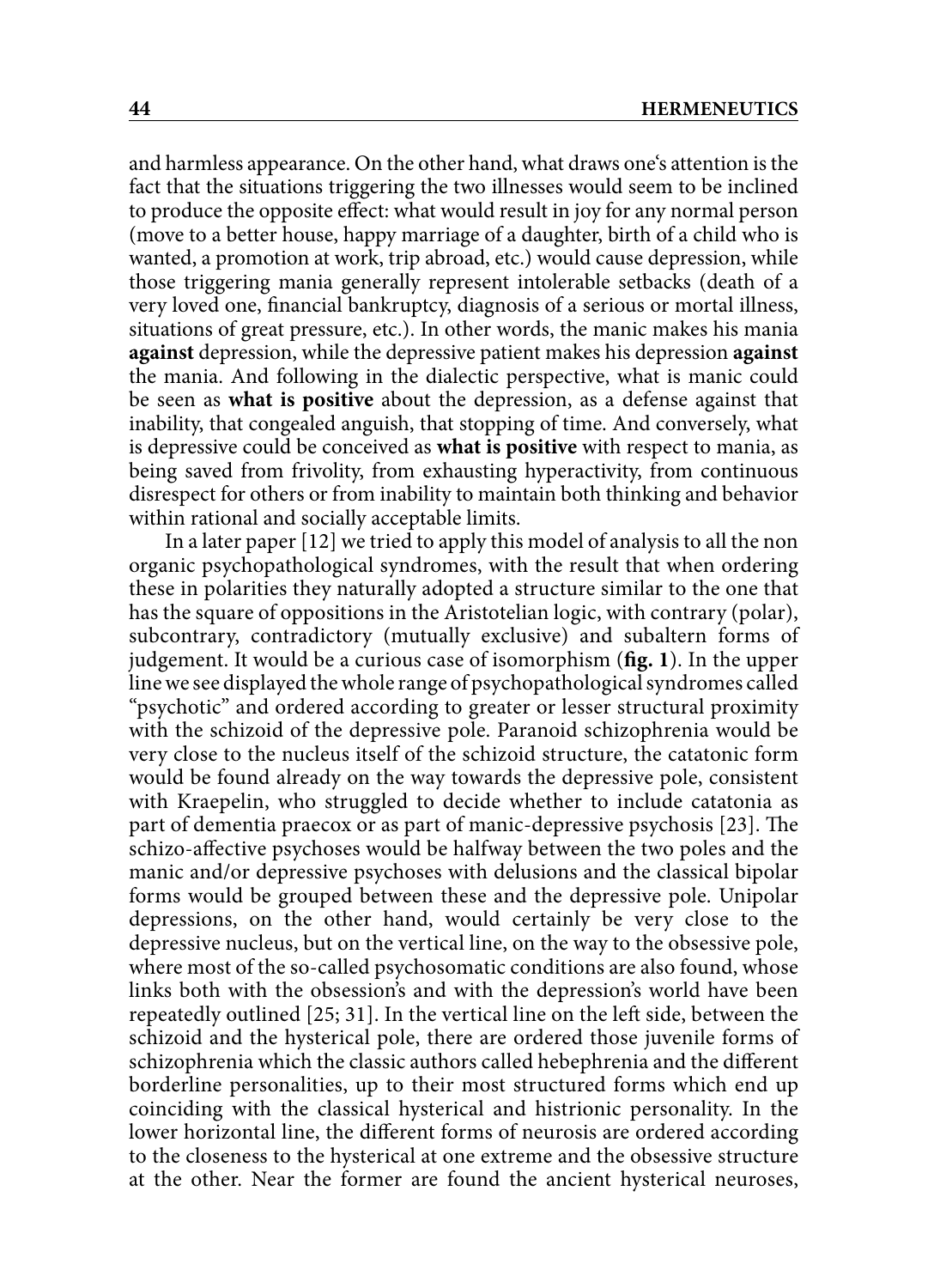and harmless appearance. On the other hand, what draws one's attention is the fact that the situations triggering the two illnesses would seem to be inclined to produce the opposite effect: what would result in joy for any normal person (move to a better house, happy marriage of a daughter, birth of a child who is wanted, a promotion at work, trip abroad, etc.) would cause depression, while those triggering mania generally represent intolerable setbacks (death of a very loved one, financial bankruptcy, diagnosis of a serious or mortal illness, situations of great pressure, etc.). In other words, the manic makes his mania **against** depression, while the depressive patient makes his depression **against** the mania. And following in the dialectic perspective, what is manic could be seen as **what is positive** about the depression, as a defense against that inability, that congealed anguish, that stopping of time. And conversely, what is depressive could be conceived as **what is positive** with respect to mania, as being saved from frivolity, from exhausting hyperactivity, from continuous disrespect for others or from inability to maintain both thinking and behavior within rational and socially acceptable limits.

In a later paper [12] we tried to apply this model of analysis to all the non organic psychopathological syndromes, with the result that when ordering these in polarities they naturally adopted a structure similar to the one that has the square of oppositions in the Aristotelian logic, with contrary (polar), subcontrary, contradictory (mutually exclusive) and subaltern forms of judgement. It would be a curious case of isomorphism (**fig. 1**). In the upper line we see displayed the whole range of psychopathological syndromes called "psychotic" and ordered according to greater or lesser structural proximity with the schizoid of the depressive pole. Paranoid schizophrenia would be very close to the nucleus itself of the schizoid structure, the catatonic form would be found already on the way towards the depressive pole, consistent with Kraepelin, who struggled to decide whether to include catatonia as part of dementia praecox or as part of manic-depressive psychosis [23]. The schizo-affective psychoses would be halfway between the two poles and the manic and/or depressive psychoses with delusions and the classical bipolar forms would be grouped between these and the depressive pole. Unipolar depressions, on the other hand, would certainly be very close to the depressive nucleus, but on the vertical line, on the way to the obsessive pole, where most of the so-called psychosomatic conditions are also found, whose links both with the obsession's and with the depression's world have been repeatedly outlined [25; 31]. In the vertical line on the left side, between the schizoid and the hysterical pole, there are ordered those juvenile forms of schizophrenia which the classic authors called hebephrenia and the different borderline personalities, up to their most structured forms which end up coinciding with the classical hysterical and histrionic personality. In the lower horizontal line, the different forms of neurosis are ordered according to the closeness to the hysterical at one extreme and the obsessive structure at the other. Near the former are found the ancient hysterical neuroses,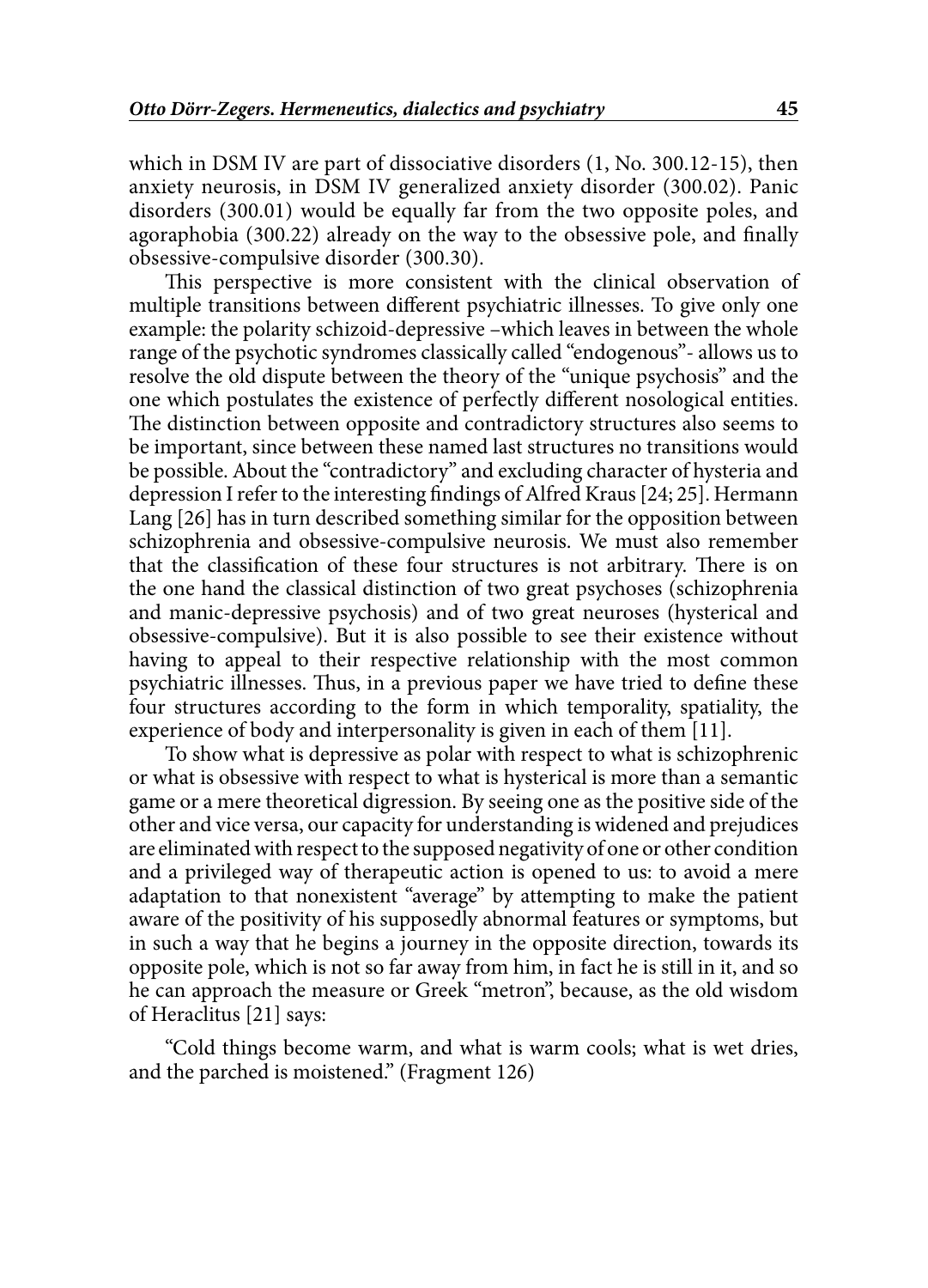which in DSM IV are part of dissociative disorders (1, No. 300.12-15), then anxiety neurosis, in DSM IV generalized anxiety disorder (300.02). Panic disorders (300.01) would be equally far from the two opposite poles, and agoraphobia (300.22) already on the way to the obsessive pole, and finally obsessive-compulsive disorder (300.30).

This perspective is more consistent with the clinical observation of multiple transitions between different psychiatric illnesses. To give only one example: the polarity schizoid-depressive –which leaves in between the whole range of the psychotic syndromes classically called "endogenous"- allows us to resolve the old dispute between the theory of the "unique psychosis" and the one which postulates the existence of perfectly different nosological entities. The distinction between opposite and contradictory structures also seems to be important, since between these named last structures no transitions would be possible. About the "contradictory" and excluding character of hysteria and depression I refer to the interesting findings of Alfred Kraus [24; 25]. Hermann Lang [26] has in turn described something similar for the opposition between schizophrenia and obsessive-compulsive neurosis. We must also remember that the classification of these four structures is not arbitrary. There is on the one hand the classical distinction of two great psychoses (schizophrenia and manic-depressive psychosis) and of two great neuroses (hysterical and obsessive-compulsive). But it is also possible to see their existence without having to appeal to their respective relationship with the most common psychiatric illnesses. Thus, in a previous paper we have tried to define these four structures according to the form in which temporality, spatiality, the experience of body and interpersonality is given in each of them [11].

To show what is depressive as polar with respect to what is schizophrenic or what is obsessive with respect to what is hysterical is more than a semantic game or a mere theoretical digression. By seeing one as the positive side of the other and vice versa, our capacity for understanding is widened and prejudices are eliminated with respect to the supposed negativity of one or other condition and a privileged way of therapeutic action is opened to us: to avoid a mere adaptation to that nonexistent "average" by attempting to make the patient aware of the positivity of his supposedly abnormal features or symptoms, but in such a way that he begins a journey in the opposite direction, towards its opposite pole, which is not so far away from him, in fact he is still in it, and so he can approach the measure or Greek "metron", because, as the old wisdom of Heraclitus [21] says:

"Cold things become warm, and what is warm cools; what is wet dries, and the parched is moistened." (Fragment 126)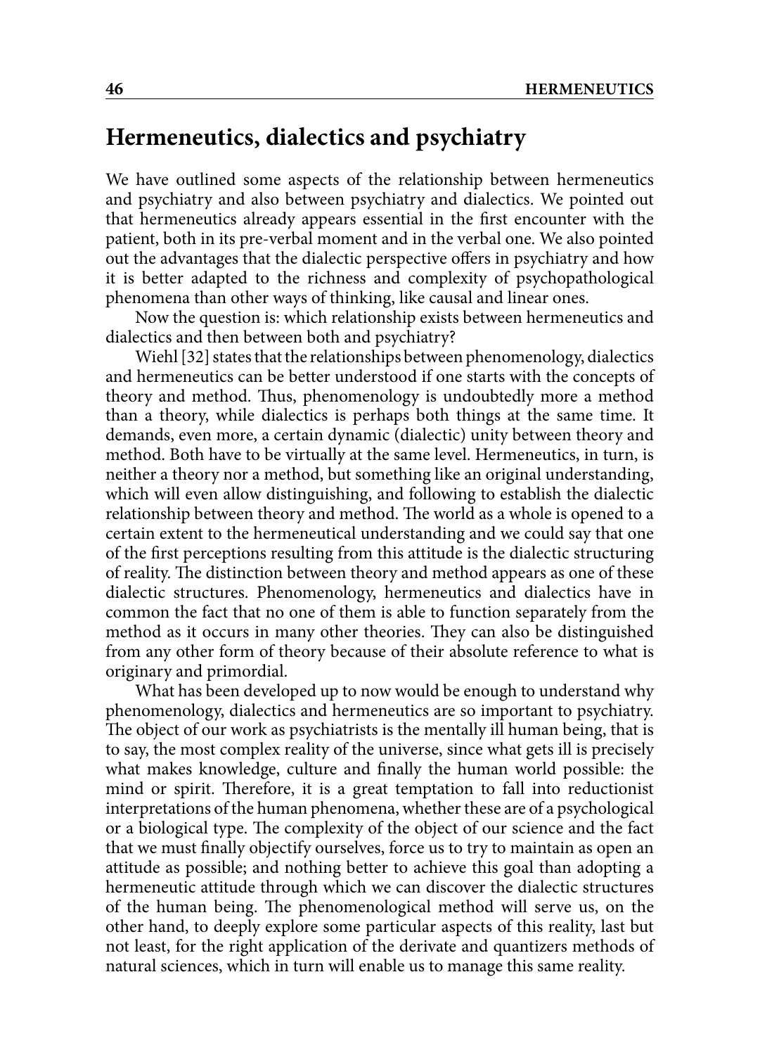## Hermeneutics, dialectics and psychiatry

We have outlined some aspects of the relationship between hermeneutics and psychiatry and also between psychiatry and dialectics. We pointed out that hermeneutics already appears essential in the first encounter with the patient, both in its pre-verbal moment and in the verbal one. We also pointed out the advantages that the dialectic perspective offers in psychiatry and how it is better adapted to the richness and complexity of psychopathological phenomena than other ways of thinking, like causal and linear ones.

Now the question is: which relationship exists between hermeneutics and dialectics and then between both and psychiatry?

Wiehl [32] states that the relationships between phenomenology, dialectics and hermeneutics can be better understood if one starts with the concepts of theory and method. Thus, phenomenology is undoubtedly more a method than a theory, while dialectics is perhaps both things at the same time. It demands, even more, a certain dynamic (dialectic) unity between theory and method. Both have to be virtually at the same level. Hermeneutics, in turn, is neither a theory nor a method, but something like an original understanding, which will even allow distinguishing, and following to establish the dialectic relationship between theory and method. The world as a whole is opened to a certain extent to the hermeneutical understanding and we could say that one of the first perceptions resulting from this attitude is the dialectic structuring of reality. The distinction between theory and method appears as one of these dialectic structures. Phenomenology, hermeneutics and dialectics have in common the fact that no one of them is able to function separately from the method as it occurs in many other theories. They can also be distinguished from any other form of theory because of their absolute reference to what is originary and primordial.

What has been developed up to now would be enough to understand why phenomenology, dialectics and hermeneutics are so important to psychiatry. The object of our work as psychiatrists is the mentally ill human being, that is to say, the most complex reality of the universe, since what gets ill is precisely what makes knowledge, culture and finally the human world possible: the mind or spirit. Therefore, it is a great temptation to fall into reductionist interpretations of the human phenomena, whether these are of a psychological or a biological type. The complexity of the object of our science and the fact that we must finally objectify ourselves, force us to try to maintain as open an attitude as possible; and nothing better to achieve this goal than adopting a hermeneutic attitude through which we can discover the dialectic structures of the human being. The phenomenological method will serve us, on the other hand, to deeply explore some particular aspects of this reality, last but not least, for the right application of the derivate and quantizers methods of natural sciences, which in turn will enable us to manage this same reality.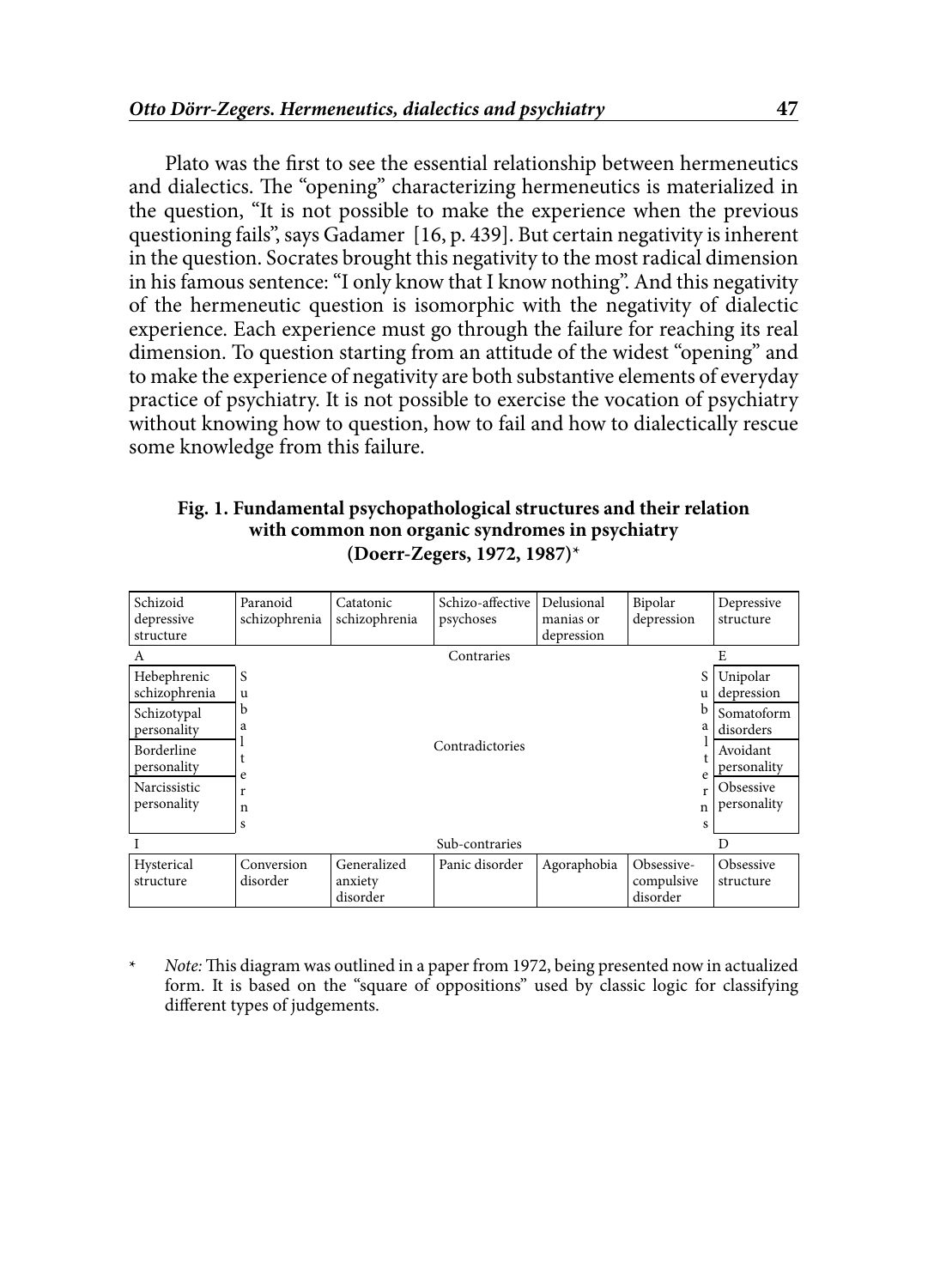Plato was the first to see the essential relationship between hermeneutics and dialectics. The "opening" characterizing hermeneutics is materialized in the question, "It is not possible to make the experience when the previous questioning fails", says Gadamer [16, p. 439]. But certain negativity is inherent in the question. Socrates brought this negativity to the most radical dimension in his famous sentence: "I only know that I know nothing". And this negativity of the hermeneutic question is isomorphic with the negativity of dialectic experience. Each experience must go through the failure for reaching its real dimension. To question starting from an attitude of the widest "opening" and to make the experience of negativity are both substantive elements of everyday practice of psychiatry. It is not possible to exercise the vocation of psychiatry without knowing how to question, how to fail and how to dialectically rescue some knowledge from this failure.

**Fig. 1. Fundamental psychopathological structures and their relation with common non organic syndromes in psychiatry (Doerr-Zegers, 1972, 1987)***

| Schizoid depressive structure | Paranoid schizophrenia | Catatonic schizophrenia | Schizo-affective psychoses | Delusional manias or depression | Bipolar depression | Depressive structure |
|---|---|---|---|---|---|---|
| A | | | Contraries | | | E |
| Hebephrenic schizophrenia | Subalterns | | | | Subalterns | Unipolar depression |
| Schizotypal personality | | | | | | Somatoform disorders |
| Borderline personality | | | Contradictories | | | Avoidant personality |
| Narcissistic personality | | | | | | Obsessive personality |
| I | | | Sub-contraries | | | D |
| Hysterical structure | Conversion disorder | Generalized anxiety disorder | Panic disorder | Agoraphobia | Obsessive-compulsive disorder | Obsessive structure |

\* *Note:* This diagram was outlined in a paper from 1972, being presented now in actualized form. It is based on the "square of oppositions" used by classic logic for classifying different types of judgements.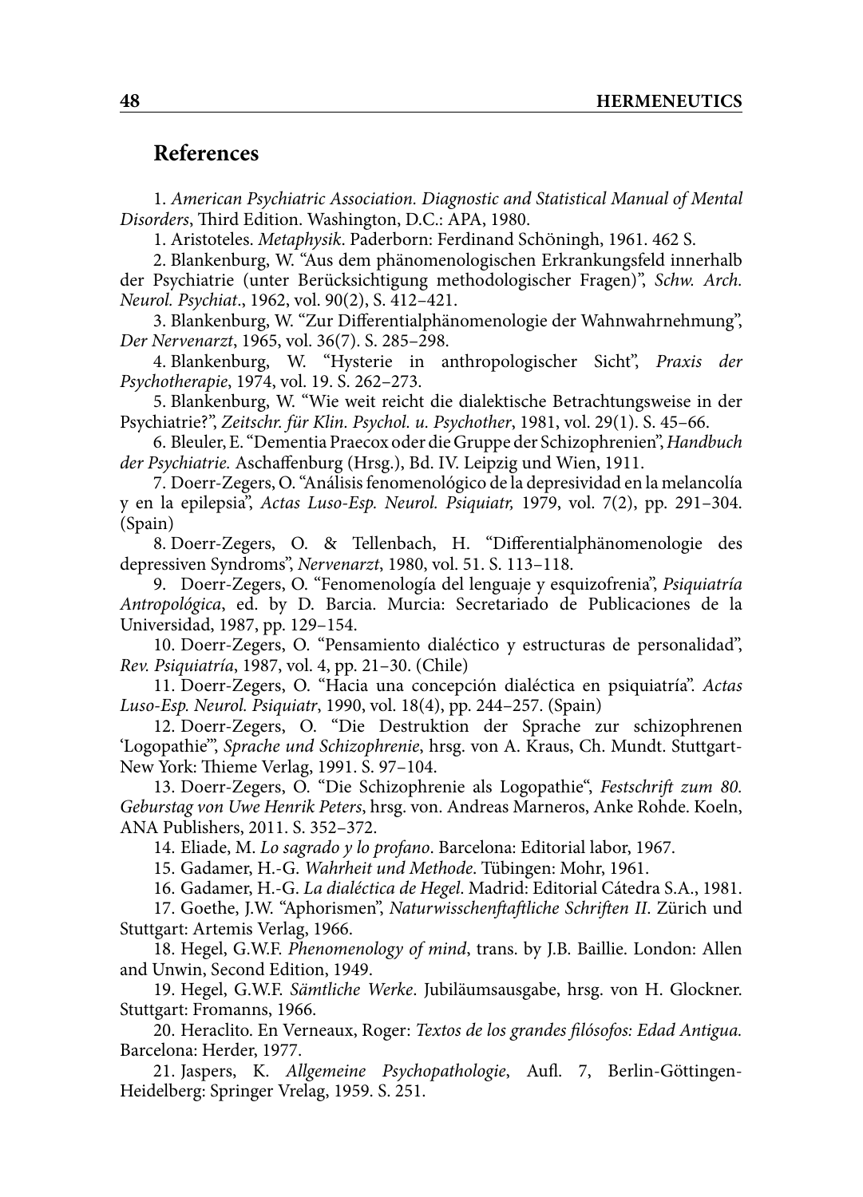## References

1. *American Psychiatric Association. Diagnostic and Statistical Manual of Mental Disorders*, Third Edition. Washington, D.C.: APA, 1980.

1. Aristoteles. *Metaphysik*. Paderborn: Ferdinand Schöningh, 1961. 462 S.

2. Blankenburg, W. "Aus dem phänomenologischen Erkrankungsfeld innerhalb der Psychiatrie (unter Berücksichtigung methodologischer Fragen)", *Schw. Arch. Neurol. Psychiat*., 1962, vol. 90(2), S. 412–421.

3. Blankenburg, W. "Zur Differentialphänomenologie der Wahnwahrnehmung", *Der Nervenarzt*, 1965, vol. 36(7). S. 285–298.

4. Blankenburg, W. "Hysterie in anthropologischer Sicht", *Praxis der Psychotherapie*, 1974, vol. 19. S. 262–273.

5. Blankenburg, W. "Wie weit reicht die dialektische Betrachtungsweise in der Psychiatrie?", *Zeitschr. für Klin. Psychol. u. Psychother*, 1981, vol. 29(1). S. 45–66.

6. Bleuler, E. "Dementia Praecox oder die Gruppe der Schizophrenien", *Handbuch der Psychiatrie.* Aschaffenburg (Hrsg.), Bd. IV. Leipzig und Wien, 1911.

7. Doerr-Zegers, O. "Análisis fenomenológico de la depresividad en la melancolía y en la epilepsia", *Actas Luso-Esp. Neurol. Psiquiatr,* 1979, vol. 7(2), pp. 291–304. (Spain)

8. Doerr-Zegers, O. & Tellenbach, H. "Differentialphänomenologie des depressiven Syndroms", *Nervenarzt*, 1980, vol. 51. S. 113–118.

9. Doerr-Zegers, O. "Fenomenología del lenguaje y esquizofrenia", *Psiquiatría Antropológica*, ed. by D. Barcia. Murcia: Secretariado de Publicaciones de la Universidad, 1987, pp. 129–154.

10. Doerr-Zegers, O. "Pensamiento dialéctico y estructuras de personalidad", *Rev. Psiquiatría*, 1987, vol. 4, pp. 21–30. (Chile)

11. Doerr-Zegers, O. "Hacia una concepción dialéctica en psiquiatría". *Actas Luso-Esp. Neurol. Psiquiatr*, 1990, vol. 18(4), pp. 244–257. (Spain)

12. Doerr-Zegers, O. "Die Destruktion der Sprache zur schizophrenen 'Logopathie'", *Sprache und Schizophrenie*, hrsg. von A. Kraus, Ch. Mundt. Stuttgart-New York: Thieme Verlag, 1991. S. 97–104.

13. Doerr-Zegers, O. "Die Schizophrenie als Logopathie", *Festschrift zum 80. Geburstag von Uwe Henrik Peters*, hrsg. von. Andreas Marneros, Anke Rohde. Koeln, ANA Publishers, 2011. S. 352–372.

14. Eliade, M. *Lo sagrado y lo profano*. Barcelona: Editorial labor, 1967.

15. Gadamer, H.-G. *Wahrheit und Methode*. Tübingen: Mohr, 1961.

16. Gadamer, H.-G. *La dialéctica de Hegel*. Madrid: Editorial Cátedra S.A., 1981.

17. Goethe, J.W. "Aphorismen", *Naturwisschenftaftliche Schriften II*. Zürich und Stuttgart: Artemis Verlag, 1966.

18. Hegel, G.W.F. *Phenomenology of mind*, trans. by J.B. Baillie. London: Allen and Unwin, Second Edition, 1949.

19. Hegel, G.W.F. *Sämtliche Werke*. Jubiläumsausgabe, hrsg. von H. Glockner. Stuttgart: Fromanns, 1966.

20. Heraclito. En Verneaux, Roger: *Textos de los grandes filósofos: Edad Antigua.* Barcelona: Herder, 1977.

21. Jaspers, K. *Allgemeine Psychopathologie*, Aufl. 7, Berlin-Göttingen-Heidelberg: Springer Vrelag, 1959. S. 251.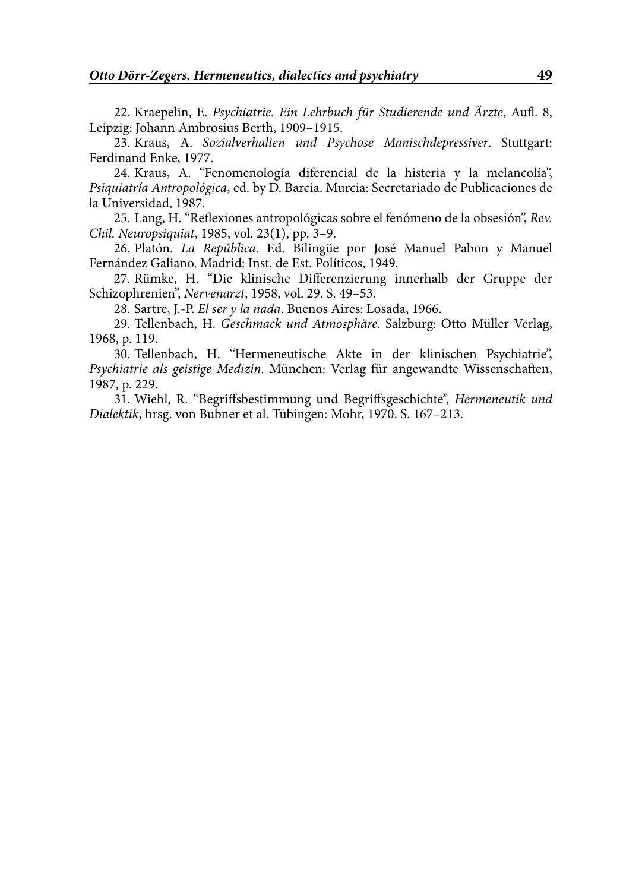22. Kraepelin, E. *Psychiatrie. Ein Lehrbuch für Studierende und Ärzte*, Aufl. 8, Leipzig: Johann Ambrosius Berth, 1909–1915.

23. Kraus, A. *Sozialverhalten und Psychose Manischdepressiver*. Stuttgart: Ferdinand Enke, 1977.

24. Kraus, A. "Fenomenología diferencial de la histeria y la melancolía", *Psiquiatría Antropológica*, ed. by D. Barcia. Murcia: Secretariado de Publicaciones de la Universidad, 1987.

25. Lang, H. "Reflexiones antropológicas sobre el fenómeno de la obsesión", *Rev. Chil. Neuropsiquiat*, 1985, vol. 23(1), pp. 3–9.

26. Platón. *La República*. Ed. Bilingüe por José Manuel Pabon y Manuel Fernández Galiano. Madrid: Inst. de Est. Políticos, 1949.

27. Rümke, H. "Die klinische Differenzierung innerhalb der Gruppe der Schizophrenien", *Nervenarzt*, 1958, vol. 29. S. 49–53.

28. Sartre, J.-P. *El ser y la nada*. Buenos Aires: Losada, 1966.

29. Tellenbach, H. *Geschmack und Atmosphäre*. Salzburg: Otto Müller Verlag, 1968, p. 119.

30. Tellenbach, H. "Hermeneutische Akte in der klinischen Psychiatrie", *Psychiatrie als geistige Medizin*. München: Verlag für angewandte Wissenschaften, 1987, p. 229.

31. Wiehl, R. "Begriffsbestimmung und Begriffsgeschichte", *Hermeneutik und Dialektik*, hrsg. von Bubner et al. Tübingen: Mohr, 1970. S. 167–213.